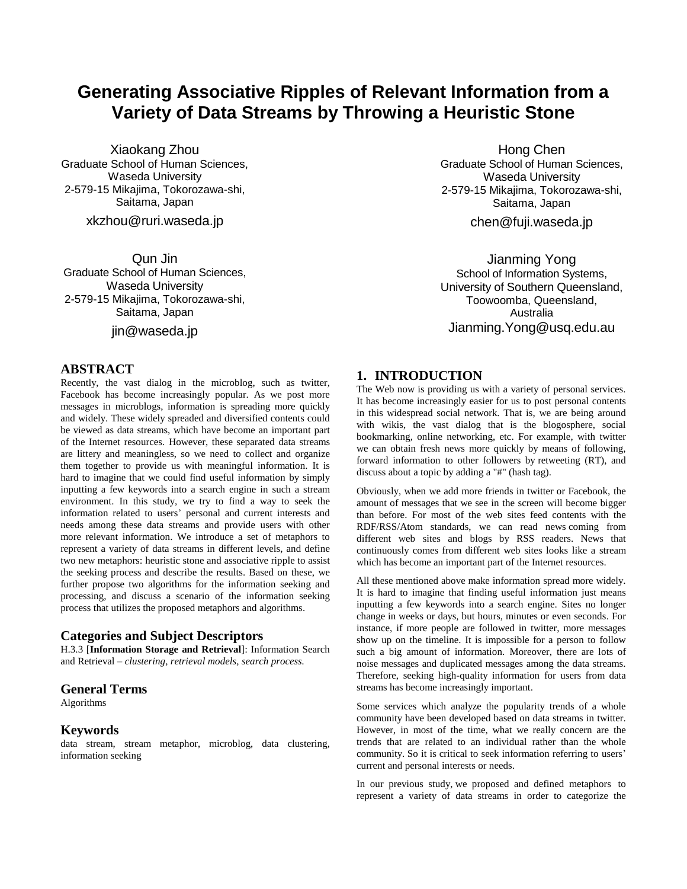# Generating Associative Ripples of Relevant Information from a Variety of Data Streams by Throwing a Heuristic Stone

Xiaokang Zhou
Graduate School of Human Sciences, Waseda University
2-579-15 Mikajima, Tokorozawa-shi, Saitama, Japan
xkzhou@ruri.waseda.jp

Hong Chen
Graduate School of Human Sciences, Waseda University
2-579-15 Mikajima, Tokorozawa-shi, Saitama, Japan
chen@fuji.waseda.jp

Qun Jin
Graduate School of Human Sciences, Waseda University
2-579-15 Mikajima, Tokorozawa-shi, Saitama, Japan
jin@waseda.jp

Jianming Yong
School of Information Systems, University of Southern Queensland, Toowoomba, Queensland, Australia
Jianming.Yong@usq.edu.au

## ABSTRACT

Recently, the vast dialog in the microblog, such as twitter, Facebook has become increasingly popular. As we post more messages in microblogs, information is spreading more quickly and widely. These widely spreaded and diversified contents could be viewed as data streams, which have become an important part of the Internet resources. However, these separated data streams are littery and meaningless, so we need to collect and organize them together to provide us with meaningful information. It is hard to imagine that we could find useful information by simply inputting a few keywords into a search engine in such a stream environment. In this study, we try to find a way to seek the information related to users' personal and current interests and needs among these data streams and provide users with other more relevant information. We introduce a set of metaphors to represent a variety of data streams in different levels, and define two new metaphors: heuristic stone and associative ripple to assist the seeking process and describe the results. Based on these, we further propose two algorithms for the information seeking and processing, and discuss a scenario of the information seeking process that utilizes the proposed metaphors and algorithms.

### Categories and Subject Descriptors

H.3.3 [**Information Storage and Retrieval**]: Information Search and Retrieval – *clustering, retrieval models, search process.*

### General Terms

Algorithms

### Keywords

data stream, stream metaphor, microblog, data clustering, information seeking

## 1. INTRODUCTION

The Web now is providing us with a variety of personal services. It has become increasingly easier for us to post personal contents in this widespread social network. That is, we are being around with wikis, the vast dialog that is the blogosphere, social bookmarking, online networking, etc. For example, with twitter we can obtain fresh news more quickly by means of following, forward information to other followers by retweeting (RT), and discuss about a topic by adding a "#" (hash tag).

Obviously, when we add more friends in twitter or Facebook, the amount of messages that we see in the screen will become bigger than before. For most of the web sites feed contents with the RDF/RSS/Atom standards, we can read news coming from different web sites and blogs by RSS readers. News that continuously comes from different web sites looks like a stream which has become an important part of the Internet resources.

All these mentioned above make information spread more widely. It is hard to imagine that finding useful information just means inputting a few keywords into a search engine. Sites no longer change in weeks or days, but hours, minutes or even seconds. For instance, if more people are followed in twitter, more messages show up on the timeline. It is impossible for a person to follow such a big amount of information. Moreover, there are lots of noise messages and duplicated messages among the data streams. Therefore, seeking high-quality information for users from data streams has become increasingly important.

Some services which analyze the popularity trends of a whole community have been developed based on data streams in twitter. However, in most of the time, what we really concern are the trends that are related to an individual rather than the whole community. So it is critical to seek information referring to users' current and personal interests or needs.

In our previous study, we proposed and defined metaphors to represent a variety of data streams in order to categorize the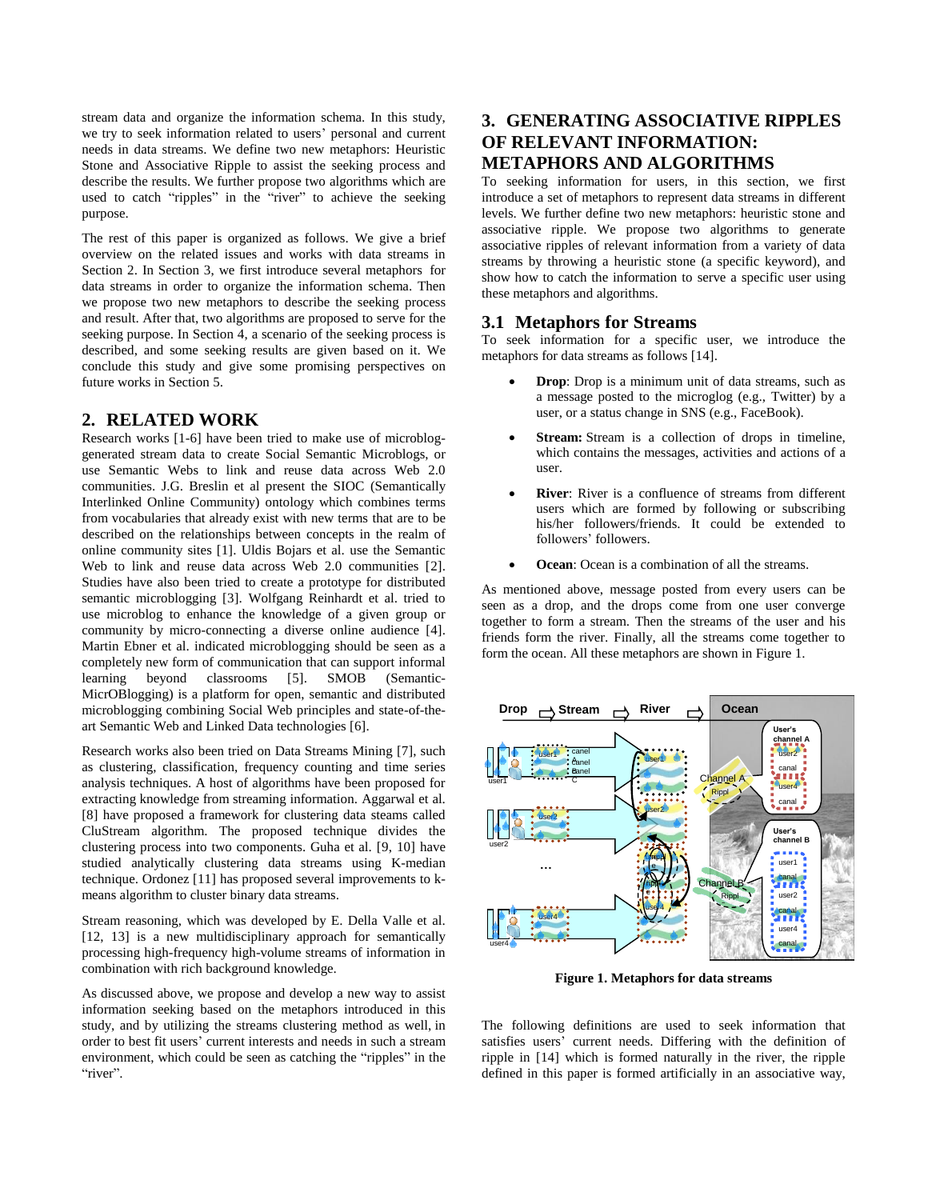stream data and organize the information schema. In this study, we try to seek information related to users' personal and current needs in data streams. We define two new metaphors: Heuristic Stone and Associative Ripple to assist the seeking process and describe the results. We further propose two algorithms which are used to catch "ripples" in the "river" to achieve the seeking purpose.

The rest of this paper is organized as follows. We give a brief overview on the related issues and works with data streams in Section 2. In Section 3, we first introduce several metaphors for data streams in order to organize the information schema. Then we propose two new metaphors to describe the seeking process and result. After that, two algorithms are proposed to serve for the seeking purpose. In Section 4, a scenario of the seeking process is described, and some seeking results are given based on it. We conclude this study and give some promising perspectives on future works in Section 5.

## 2. RELATED WORK

Research works [1-6] have been tried to make use of microblog-generated stream data to create Social Semantic Microblogs, or use Semantic Webs to link and reuse data across Web 2.0 communities. J.G. Breslin et al present the SIOC (Semantically Interlinked Online Community) ontology which combines terms from vocabularies that already exist with new terms that to be described on the relationships between concepts in the realm of online community sites [1]. Uldis Bojars et al. use the Semantic Web to link and reuse data across Web 2.0 communities [2]. Studies have also been tried to create a prototype for distributed semantic microblogging [3]. Wolfgang Reinhardt et al. tried to use microblog to enhance the knowledge of a given group or community by micro-connecting a diverse online audience [4]. Martin Ebner et al. indicated microblogging should be seen as a completely new form of communication that can support informal learning beyond classrooms [5]. SMOB (Semantic-MicrOBlogging) is a platform for open, semantic and distributed microblogging combining Social Web principles and state-of-the-art Semantic Web and Linked Data technologies [6].

Research works also been tried on Data Streams Mining [7], such as clustering, classification, frequency counting and time series analysis techniques. A host of algorithms have been proposed for extracting knowledge from streaming information. Aggarwal et al. [8] have proposed a framework for clustering data steams called CluStream algorithm. The proposed technique divides the clustering process into two components. Guha et al. [9, 10] have studied analytically clustering data streams using K-median technique. Ordonez [11] has proposed several improvements to k-means algorithm to cluster binary data streams.

Stream reasoning, which was developed by E. Della Valle et al. [12, 13] is a new multidisciplinary approach for semantically processing high-frequency high-volume streams of information in combination with rich background knowledge.

As discussed above, we propose and develop a new way to assist information seeking based on the metaphors introduced in this study, and by utilizing the streams clustering method as well, in order to best fit users' current interests and needs in such a stream environment, which could be seen as catching the "ripples" in the "river".

## 3. GENERATING ASSOCIATIVE RIPPLES OF RELEVANT INFORMATION: METAPHORS AND ALGORITHMS

To seeking information for users, in this section, we first introduce a set of metaphors to represent data streams in different levels. We further define two new metaphors: heuristic stone and associative ripple. We propose two algorithms to generate associative ripples of relevant information from a variety of data streams by throwing a heuristic stone (a specific keyword), and show how to catch the information to serve a specific user using these metaphors and algorithms.

### 3.1 Metaphors for Streams

To seek information for a specific user, we introduce the metaphors for data streams as follows [14].

- **Drop**: Drop is a minimum unit of data streams, such as a message posted to the microglog (e.g., Twitter) by a user, or a status change in SNS (e.g., FaceBook).
- **Stream:** Stream is a collection of drops in timeline, which contains the messages, activities and actions of a user.
- **River**: River is a confluence of streams from different users which are formed by following or subscribing his/her followers/friends. It could be extended to followers' followers.
- **Ocean**: Ocean is a combination of all the streams.

As mentioned above, message posted from every users can be seen as a drop, and the drops come from one user converge together to form a stream. Then the streams of the user and his friends form the river. Finally, all the streams come together to form the ocean. All these metaphors are shown in Figure 1.

**Figure 1. Metaphors for data streams**

The following definitions are used to seek information that satisfies users' current needs. Differing with the definition of ripple in [14] which is formed naturally in the river, the ripple defined in this paper is formed artificially in an associative way,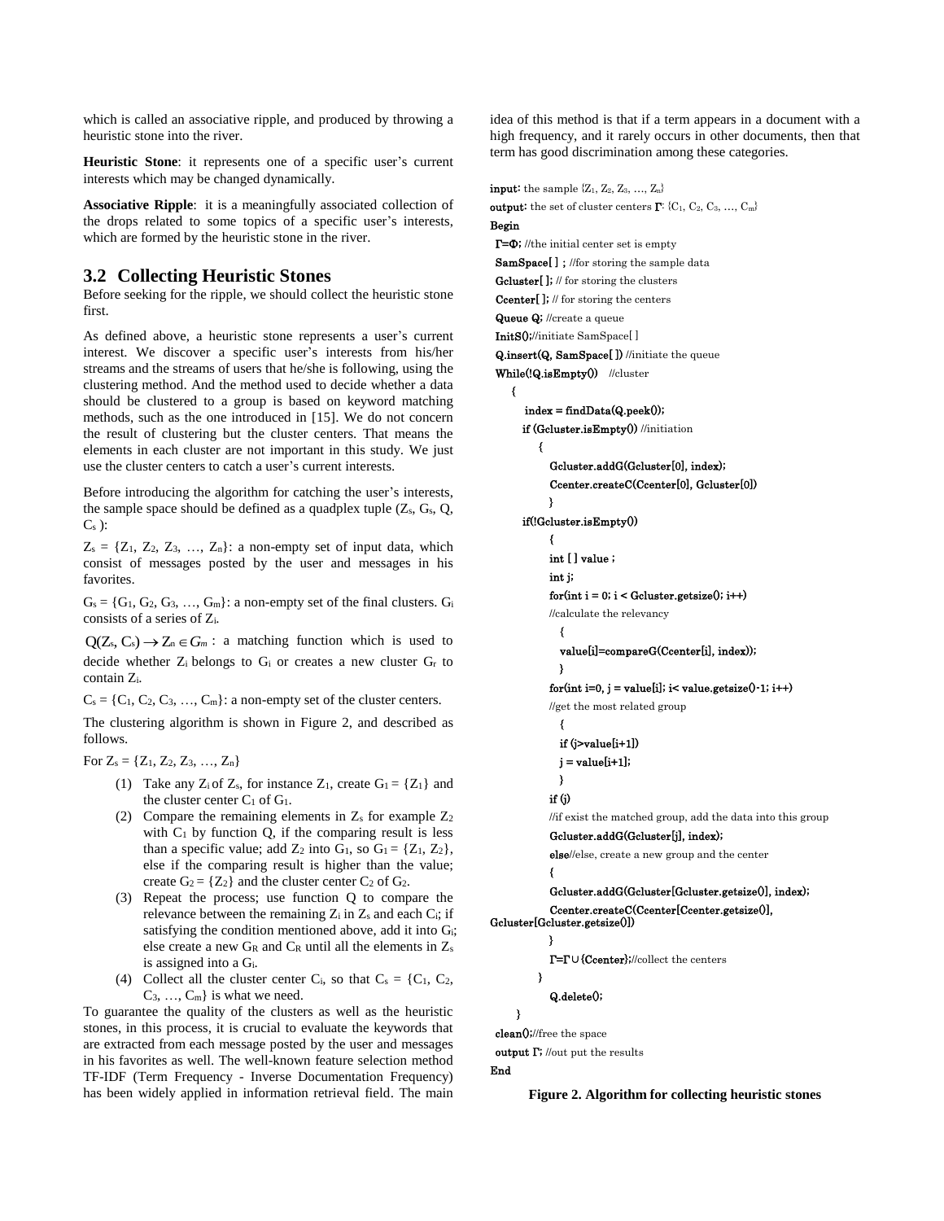which is called an associative ripple, and produced by throwing a heuristic stone into the river.

**Heuristic Stone**: it represents one of a specific user's current interests which may be changed dynamically.

**Associative Ripple**: it is a meaningfully associated collection of the drops related to some topics of a specific user's interests, which are formed by the heuristic stone in the river.

## 3.2 Collecting Heuristic Stones

Before seeking for the ripple, we should collect the heuristic stone first.

As defined above, a heuristic stone represents a user's current interest. We discover a specific user's interests from his/her streams and the streams of users that he/she is following, using the clustering method. And the method used to decide whether a data should be clustered to a group is based on keyword matching methods, such as the one introduced in [15]. We do not concern the result of clustering but the cluster centers. That means the elements in each cluster are not important in this study. We just use the cluster centers to catch a user's current interests.

Before introducing the algorithm for catching the user's interests, the sample space should be defined as a quadplex tuple ($Z_s$, $G_s$, Q, $C_s$ ):

$Z_s = \{Z_1, Z_2, Z_3, \ldots, Z_n\}$: a non-empty set of input data, which consist of messages posted by the user and messages in his favorites.

$G_s = \{G_1, G_2, G_3, \ldots, G_m\}$: a non-empty set of the final clusters. $G_i$ consists of a series of $Z_i$.

$Q(Z_s, C_s) \rightarrow Z_n \in G_m$ : a matching function which is used to decide whether $Z_i$ belongs to $G_i$ or creates a new cluster $G_r$ to contain $Z_i$.

$C_s = \{C_1, C_2, C_3, \ldots, C_m\}$: a non-empty set of the cluster centers.

The clustering algorithm is shown in Figure 2, and described as follows.

For $Z_s = \{Z_1, Z_2, Z_3, \ldots, Z_n\}$

1. Take any $Z_i$ of $Z_s$, for instance $Z_1$, create $G_1 = \{Z_1\}$ and the cluster center $C_1$ of $G_1$.
2. Compare the remaining elements in $Z_s$ for example $Z_2$ with $C_1$ by function Q, if the comparing result is less than a specific value; add $Z_2$ into $G_1$, so $G_1 = \{Z_1, Z_2\}$, else if the comparing result is higher than the value; create $G_2 = \{Z_2\}$ and the cluster center $C_2$ of $G_2$.
3. Repeat the process; use function Q to compare the relevance between the remaining $Z_i$ in $Z_s$ and each $C_i$; if satisfying the condition mentioned above, add it into $G_i$; else create a new $G_R$ and $C_R$ until all the elements in $Z_s$ is assigned into a $G_i$.
4. Collect all the cluster center $C_i$, so that $C_s = \{C_1, C_2, C_3, \ldots, C_m\}$ is what we need.

To guarantee the quality of the clusters as well as the heuristic stones, in this process, it is crucial to evaluate the keywords that are extracted from each message posted by the user and messages in his favorites as well. The well-known feature selection method TF-IDF (Term Frequency - Inverse Documentation Frequency) has been widely applied in information retrieval field. The main idea of this method is that if a term appears in a document with a high frequency, and it rarely occurs in other documents, then that term has good discrimination among these categories.

```
input: the sample {Z1, Z2, Z3, …, Zn}
output: the set of cluster centers Γ: {C1, C2, C3, …, Cm}
Begin
 Γ=Φ; //the initial center set is empty
 SamSpace[ ] ; //for storing the sample data
 Gcluster[ ]; // for storing the clusters
 Ccenter[ ]; // for storing the centers
 Queue Q; //create a queue
 InitS();//initiate SamSpace[ ]
 Q.insert(Q, SamSpace[ ]) //initiate the queue
 While(!Q.isEmpty())   //cluster
   {
     index = findData(Q.peek());
     if (Gcluster.isEmpty()) //initiation
       {
         Gcluster.addG(Gcluster[0], index);
         Ccenter.createC(Ccenter[0], Gcluster[0])
       }
     if(!Gcluster.isEmpty())
       {
         int [ ] value ;
         int j;
         for(int i = 0; i < Gcluster.getsize(); i++)
         //calculate the relevancy
           {
           value[i]=compareG(Ccenter[i], index));
           }
         for(int i=0, j = value[i]; i< value.getsize()-1; i++)
         //get the most related group
           {
           if (j>value[i+1])
           j = value[i+1];
           }
         if (j)
         //if exist the matched group, add the data into this group
         Gcluster.addG(Gcluster[j], index);
         else//else, create a new group and the center
         {
         Gcluster.addG(Gcluster[Gcluster.getsize()], index);
         Ccenter.createC(Ccenter[Ccenter.getsize()],
Gcluster[Gcluster.getsize()])
         }
         Γ=Γ∪{Ccenter};//collect the centers
       }
         Q.delete();
   }
 clean();//free the space
 output Γ; //out put the results
End
```

**Figure 2. Algorithm for collecting heuristic stones**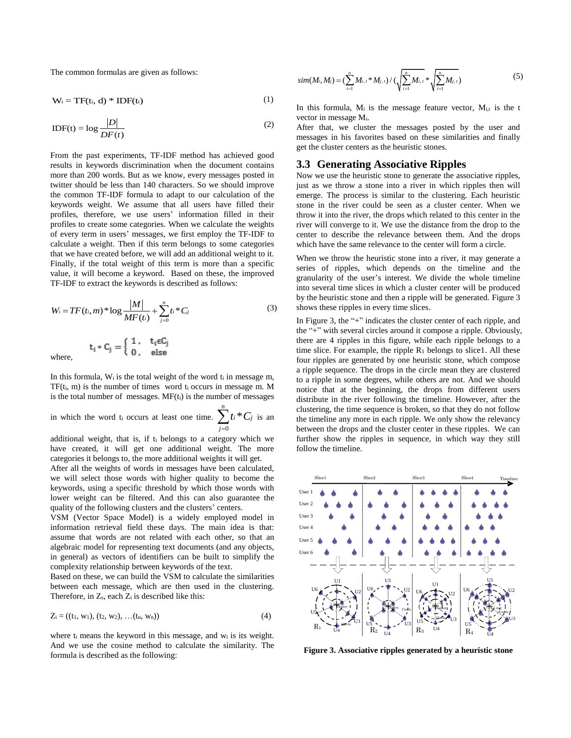The common formulas are given as follows:

$$W_i = TF(t_i, d) * IDF(t_i) \quad (1)$$

$$IDF(t) = \log \frac{|D|}{DF(t)} \quad (2)$$

From the past experiments, TF-IDF method has achieved good results in keywords discrimination when the document contains more than 200 words. But as we know, every messages posted in twitter should be less than 140 characters. So we should improve the common TF-IDF formula to adapt to our calculation of the keywords weight. We assume that all users have filled their profiles, therefore, we use users' information filled in their profiles to create some categories. When we calculate the weights of every term in users' messages, we first employ the TF-IDF to calculate a weight. Then if this term belongs to some categories that we have created before, we will add an additional weight to it. Finally, if the total weight of this term is more than a specific value, it will become a keyword. Based on these, the improved TF-IDF to extract the keywords is described as follows:

$$W_i = TF(t_i, m) * \log \frac{|M|}{MF(t_i)} + \sum_{j=0}^{n} t_i * C_j \quad (3)$$

where, $t_i * C_j = \begin{cases} 1, & t_i \in C_j \\ 0, & \text{else} \end{cases}$

In this formula, $W_i$ is the total weight of the word $t_i$ in message m, $TF(t_i, m)$ is the number of times word $t_i$ occurs in message m. M is the total number of messages. $MF(t_i)$ is the number of messages in which the word $t_i$ occurs at least one time. $\sum_{j=0}^{n} t_i * C_j$ is an additional weight, that is, if $t_i$ belongs to a category which we have created, it will get one additional weight. The more categories it belongs to, the more additional weights it will get.

After all the weights of words in messages have been calculated, we will select those words with higher quality to become the keywords, using a specific threshold by which those words with lower weight can be filtered. And this can also guarantee the quality of the following clusters and the clusters' centers.

VSM (Vector Space Model) is a widely employed model in information retrieval field these days. The main idea is that: assume that words are not related with each other, so that an algebraic model for representing text documents (and any objects, in general) as vectors of identifiers can be built to simplify the complexity relationship between keywords of the text.

Based on these, we can build the VSM to calculate the similarities between each message, which are then used in the clustering. Therefore, in $Z_s$, each $Z_i$ is described like this:

$$Z_i = ((t_1, w_1), (t_2, w_2), \ldots (t_n, w_n)) \quad (4)$$

where $t_i$ means the keyword in this message, and $w_i$ is its weight. And we use the cosine method to calculate the similarity. The formula is described as the following:

$$sim(M_i, M_j) = \left(\sum_{t=1}^{n} M_{i,t} * M_{j,t}\right) / \left(\sqrt{\sum_{t=1}^{n} M_{i,t}} * \sqrt{\sum_{t=1}^{n} M_{j,t}}\right) \quad (5)$$

In this formula, $M_i$ is the message feature vector, $M_{i,t}$ is the t vector in message $M_i$.

After that, we cluster the messages posted by the user and messages in his favorites based on these similarities and finally get the cluster centers as the heuristic stones.

## 3.3 Generating Associative Ripples

Now we use the heuristic stone to generate the associative ripples, just as we throw a stone into a river in which ripples then will emerge. The process is similar to the clustering. Each heuristic stone in the river could be seen as a cluster center. When we throw it into the river, the drops which related to this center in the river will converge to it. We use the distance from the drop to the center to describe the relevance between them. And the drops which have the same relevance to the center will form a circle.

When we throw the heuristic stone into a river, it may generate a series of ripples, which depends on the timeline and the granularity of the user's interest. We divide the whole timeline into several time slices in which a cluster center will be produced by the heuristic stone and then a ripple will be generated. Figure 3 shows these ripples in every time slices.

In Figure 3, the "+" indicates the cluster center of each ripple, and the "+" with several circles around it compose a ripple. Obviously, there are 4 ripples in this figure, while each ripple belongs to a time slice. For example, the ripple $R_1$ belongs to slice1. All these four ripples are generated by one heuristic stone, which compose a ripple sequence. The drops in the circle mean they are clustered to a ripple in some degrees, while others are not. And we should notice that at the beginning, the drops from different users distribute in the river following the timeline. However, after the clustering, the time sequence is broken, so that they do not follow the timeline any more in each ripple. We only show the relevancy between the drops and the cluster center in these ripples. We can further show the ripples in sequence, in which way they still follow the timeline.

**Figure 3. Associative ripples generated by a heuristic stone**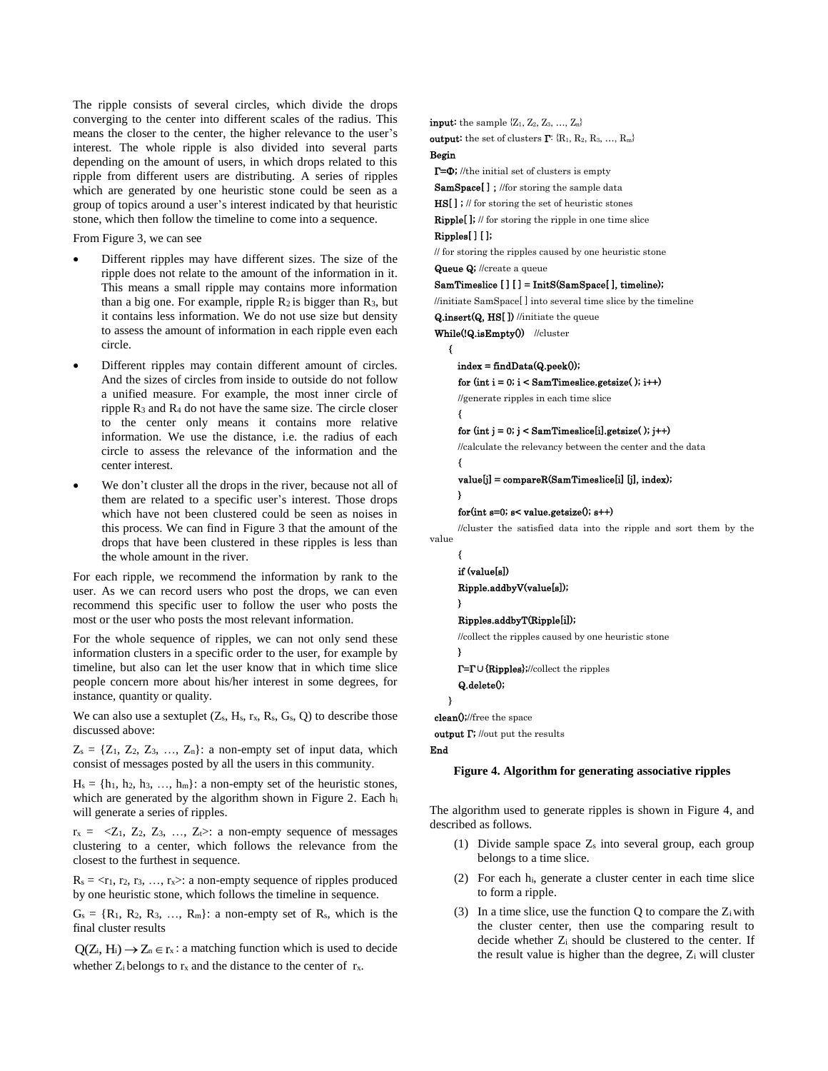The ripple consists of several circles, which divide the drops converging to the center into different scales of the radius. This means the closer to the center, the higher relevance to the user's interest. The whole ripple is also divided into several parts depending on the amount of users, in which drops related to this ripple from different users are distributing. A series of ripples which are generated by one heuristic stone could be seen as a group of topics around a user's interest indicated by that heuristic stone, which then follow the timeline to come into a sequence.

From Figure 3, we can see

- Different ripples may have different sizes. The size of the ripple does not relate to the amount of the information in it. This means a small ripple may contains more information than a big one. For example, ripple $R_2$ is bigger than $R_3$, but it contains less information. We do not use size but density to assess the amount of information in each ripple even each circle.
- Different ripples may contain different amount of circles. And the sizes of circles from inside to outside do not follow a unified measure. For example, the most inner circle of ripple $R_3$ and $R_4$ do not have the same size. The circle closer to the center only means it contains more relative information. We use the distance, i.e. the radius of each circle to assess the relevance of the information and the center interest.
- We don't cluster all the drops in the river, because not all of them are related to a specific user's interest. Those drops which have not been clustered could be seen as noises in this process. We can find in Figure 3 that the amount of the drops that have been clustered in these ripples is less than the whole amount in the river.

For each ripple, we recommend the information by rank to the user. As we can record users who post the drops, we can even recommend this specific user to follow the user who posts the most or the user who posts the most relevant information.

For the whole sequence of ripples, we can not only send these information clusters in a specific order to the user, for example by timeline, but also can let the user know that in which time slice people concern more about his/her interest in some degrees, for instance, quantity or quality.

We can also use a sextuplet ($Z_s$, $H_s$, $r_x$, $R_s$, $G_s$, Q) to describe those discussed above:

$Z_s = \{Z_1, Z_2, Z_3, \ldots, Z_n\}$: a non-empty set of input data, which consist of messages posted by all the users in this community.

$H_s = \{h_1, h_2, h_3, \ldots, h_m\}$: a non-empty set of the heuristic stones, which are generated by the algorithm shown in Figure 2. Each $h_i$ will generate a series of ripples.

$r_x = \langle Z_1, Z_2, Z_3, \ldots, Z_t \rangle$: a non-empty sequence of messages clustering to a center, which follows the relevance from the closest to the furthest in sequence.

$R_s = \langle r_1, r_2, r_3, \ldots, r_x \rangle$: a non-empty sequence of ripples produced by one heuristic stone, which follows the timeline in sequence.

$G_s = \{R_1, R_2, R_3, \ldots, R_m\}$: a non-empty set of $R_s$, which is the final cluster results

$Q(Z_i, H_i) \rightarrow Z_n \in r_x$: a matching function which is used to decide whether $Z_i$ belongs to $r_x$ and the distance to the center of $r_x$.

```
input: the sample {Z1, Z2, Z3, …, Zm}
output: the set of clusters Γ: {R1, R2, R3, …, Rm}
Begin
  Γ=Φ; //the initial set of clusters is empty
  SamSpace[ ] ; //for storing the sample data
  HS[ ] ; // for storing the set of heuristic stones
  Ripple[ ]; // for storing the ripple in one time slice
  Ripples[ ] [ ];
  // for storing the ripples caused by one heuristic stone
  Queue Q; //create a queue
  SamTimeslice [ ] [ ] = InitS(SamSpace[ ], timeline);
  //initiate SamSpace[ ] into several time slice by the timeline
  Q.insert(Q, HS[ ]) //initiate the queue
  While(!Q.isEmpty())   //cluster
    {
      index = findData(Q.peek());
      for (int i = 0; i < SamTimeslice.getsize( ); i++)
      //generate ripples in each time slice
      {
      for (int j = 0; j < SamTimeslice[i].getsize( ); j++)
      //calculate the relevancy between the center and the data
      {
      value[j] = compareR(SamTimeslice[i] [j], index);
      }
      for(int s=0; s< value.getsize(); s++)
      //cluster the satisfied data into the ripple and sort them by the value
      {
      if (value[s])
      Ripple.addbyV(value[s]);
      }
      Ripples.addbyT(Ripple[i]);
      //collect the ripples caused by one heuristic stone
      }
      Γ=Γ∪{Ripples};//collect the ripples
      Q.delete();
    }
  clean();//free the space
  output Γ; //out put the results
End
```

**Figure 4. Algorithm for generating associative ripples**

The algorithm used to generate ripples is shown in Figure 4, and described as follows.

1. Divide sample space $Z_s$ into several group, each group belongs to a time slice.
2. For each $h_i$, generate a cluster center in each time slice to form a ripple.
3. In a time slice, use the function Q to compare the $Z_i$ with the cluster center, then use the comparing result to decide whether $Z_i$ should be clustered to the center. If the result value is higher than the degree, $Z_i$ will cluster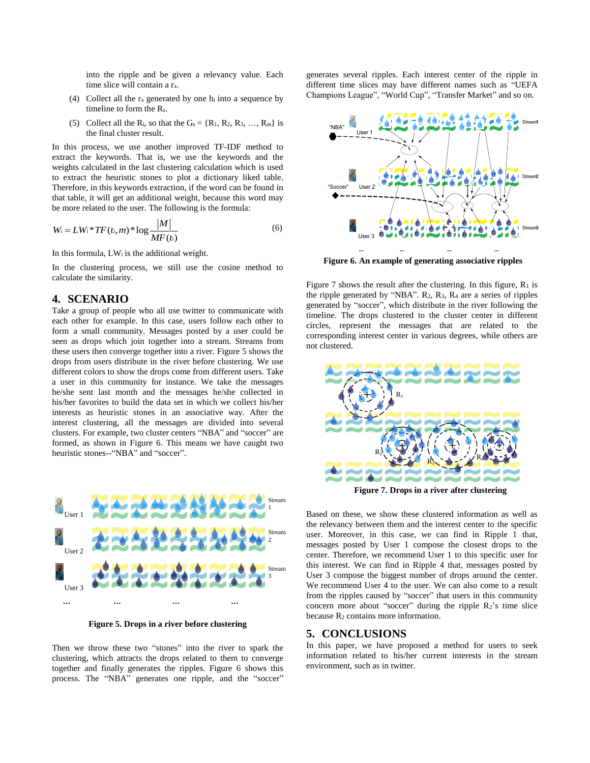into the ripple and be given a relevancy value. Each time slice will contain a $r_x$.

(4) Collect all the $r_x$ generated by one $h_i$ into a sequence by timeline to form the $R_s$.

(5) Collect all the $R_i$, so that the $G_s = \{R_1, R_2, R_3, \ldots, R_m\}$ is the final cluster result.

In this process, we use another improved TF-IDF method to extract the keywords. That is, we use the keywords and the weights calculated in the last clustering calculation which is used to extract the heuristic stones to plot a dictionary liked table. Therefore, in this keywords extraction, if the word can be found in that table, it will get an additional weight, because this word may be more related to the user. The following is the formula:

$$W_i = LW_i * TF(t_i, m) * \log \frac{|M|}{MF(t_i)} \tag{6}$$

In this formula, $LW_i$ is the additional weight.

In the clustering process, we still use the cosine method to calculate the similarity.

## 4. SCENARIO

Take a group of people who all use twitter to communicate with each other for example. In this case, users follow each other to form a small community. Messages posted by a user could be seen as drops which join together into a stream. Streams from these users then converge together into a river. Figure 5 shows the drops from users distribute in the river before clustering. We use different colors to show the drops come from different users. Take a user in this community for instance. We take the messages he/she sent last month and the messages he/she collected in his/her favorites to build the data set in which we collect his/her interests as heuristic stones in an associative way. After the interest clustering, all the messages are divided into several clusters. For example, two cluster centers "NBA" and "soccer" are formed, as shown in Figure 6. This means we have caught two heuristic stones--"NBA" and "soccer".

**Figure 5. Drops in a river before clustering**

Then we throw these two "stones" into the river to spark the clustering, which attracts the drops related to them to converge together and finally generates the ripples. Figure 6 shows this process. The "NBA" generates one ripple, and the "soccer" generates several ripples. Each interest center of the ripple in different time slices may have different names such as "UEFA Champions League", "World Cup", "Transfer Market" and so on.

**Figure 6. An example of generating associative ripples**

Figure 7 shows the result after the clustering. In this figure, $R_1$ is the ripple generated by "NBA". $R_2$, $R_3$, $R_4$ are a series of ripples generated by "soccer", which distribute in the river following the timeline. The drops clustered to the cluster center in different circles, represent the messages that are related to the corresponding interest center in various degrees, while others are not clustered.

**Figure 7. Drops in a river after clustering**

Based on these, we show these clustered information as well as the relevancy between them and the interest center to the specific user. Moreover, in this case, we can find in Ripple 1 that, messages posted by User 1 compose the closest drops to the center. Therefore, we recommend User 1 to this specific user for this interest. We can find in Ripple 4 that, messages posted by User 3 compose the biggest number of drops around the center. We recommend User 4 to the user. We can also come to a result from the ripples caused by "soccer" that users in this community concern more about "soccer" during the ripple $R_2$'s time slice because $R_2$ contains more information.

## 5. CONCLUSIONS

In this paper, we have proposed a method for users to seek information related to his/her current interests in the stream environment, such as in twitter.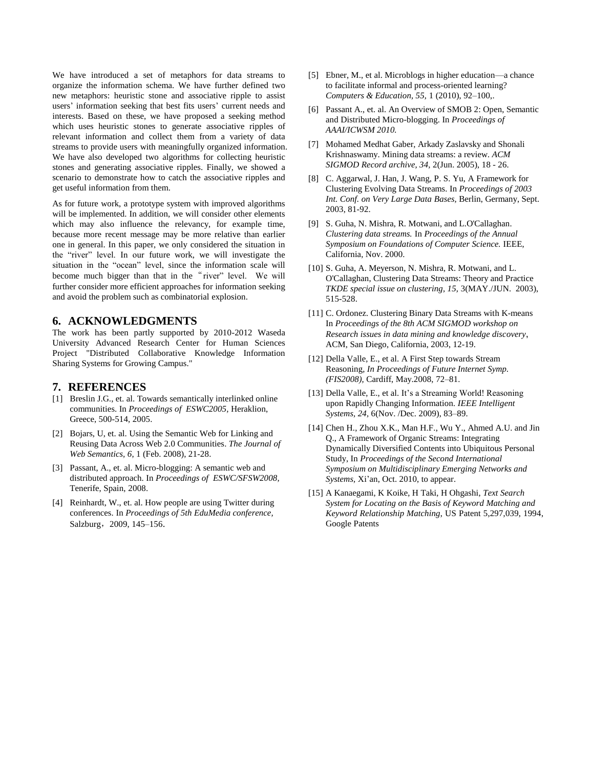We have introduced a set of metaphors for data streams to organize the information schema. We have further defined two new metaphors: heuristic stone and associative ripple to assist users' information seeking that best fits users' current needs and interests. Based on these, we have proposed a seeking method which uses heuristic stones to generate associative ripples of relevant information and collect them from a variety of data streams to provide users with meaningfully organized information. We have also developed two algorithms for collecting heuristic stones and generating associative ripples. Finally, we showed a scenario to demonstrate how to catch the associative ripples and get useful information from them.

As for future work, a prototype system with improved algorithms will be implemented. In addition, we will consider other elements which may also influence the relevancy, for example time, because more recent message may be more relative than earlier one in general. In this paper, we only considered the situation in the "river" level. In our future work, we will investigate the situation in the "ocean" level, since the information scale will become much bigger than that in the "river" level. We will further consider more efficient approaches for information seeking and avoid the problem such as combinatorial explosion.

## 6. ACKNOWLEDGMENTS

The work has been partly supported by 2010-2012 Waseda University Advanced Research Center for Human Sciences Project "Distributed Collaborative Knowledge Information Sharing Systems for Growing Campus."

## 7. REFERENCES

[1] Breslin J.G., et. al. Towards semantically interlinked online communities. In *Proceedings of ESWC2005*, Heraklion, Greece, 500-514, 2005.

[2] Bojars, U, et. al. Using the Semantic Web for Linking and Reusing Data Across Web 2.0 Communities. *The Journal of Web Semantics, 6*, 1 (Feb. 2008), 21-28.

[3] Passant, A., et. al. Micro-blogging: A semantic web and distributed approach. In *Proceedings of ESWC/SFSW2008*, Tenerife, Spain, 2008.

[4] Reinhardt, W., et. al. How people are using Twitter during conferences. In *Proceedings of 5th EduMedia conference*, Salzburg，2009, 145–156.

[5] Ebner, M., et al. Microblogs in higher education—a chance to facilitate informal and process-oriented learning? *Computers & Education, 55,* 1 (2010), 92–100,.

[6] Passant A., et. al. An Overview of SMOB 2: Open, Semantic and Distributed Micro-blogging. In *Proceedings of AAAI/ICWSM 2010.*

[7] Mohamed Medhat Gaber, Arkady Zaslavsky and Shonali Krishnaswamy. Mining data streams: a review. *ACM SIGMOD Record archive, 34,* 2(Jun. 2005), 18 - 26.

[8] C. Aggarwal, J. Han, J. Wang, P. S. Yu, A Framework for Clustering Evolving Data Streams. In *Proceedings of 2003 Int. Conf. on Very Large Data Bases,* Berlin, Germany, Sept. 2003, 81-92.

[9] S. Guha, N. Mishra, R. Motwani, and L.O'Callaghan. *Clustering data streams.* In *Proceedings of the Annual Symposium on Foundations of Computer Science.* IEEE, California, Nov. 2000.

[10] S. Guha, A. Meyerson, N. Mishra, R. Motwani, and L. O'Callaghan, Clustering Data Streams: Theory and Practice *TKDE special issue on clustering, 15,* 3(MAY./JUN. 2003), 515-528.

[11] C. Ordonez. Clustering Binary Data Streams with K-means In *Proceedings of the 8th ACM SIGMOD workshop on Research issues in data mining and knowledge discovery*, ACM, San Diego, California, 2003, 12-19.

[12] Della Valle, E., et al. A First Step towards Stream Reasoning, *In Proceedings of Future Internet Symp. (FIS2008),* Cardiff, May.2008, 72–81.

[13] Della Valle, E., et al. It's a Streaming World! Reasoning upon Rapidly Changing Information. *IEEE Intelligent Systems, 24,* 6(Nov. /Dec. 2009), 83–89.

[14] Chen H., Zhou X.K., Man H.F., Wu Y., Ahmed A.U. and Jin Q., A Framework of Organic Streams: Integrating Dynamically Diversified Contents into Ubiquitous Personal Study, In *Proceedings of the Second International Symposium on Multidisciplinary Emerging Networks and Systems*, Xi'an, Oct. 2010, to appear.

[15] A Kanaegami, K Koike, H Taki, H Ohgashi, *Text Search System for Locating on the Basis of Keyword Matching and Keyword Relationship Matching*, US Patent 5,297,039, 1994, Google Patents